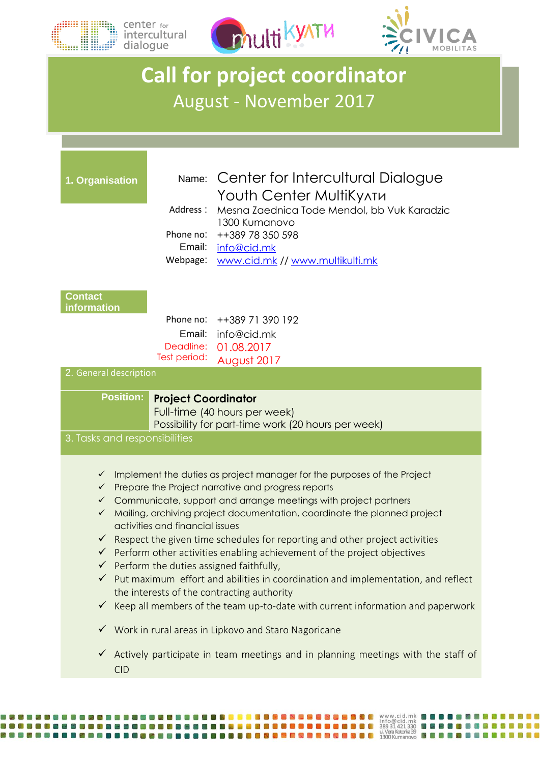center for intercultural dialogue — multiКултИ — CIVICA MOBILITAS

# Call for project coordinator

## August - November 2017

### 1. Organisation

Name: Center for Intercultural Dialogue
Youth Center MultiКулти

Address : Mesna Zaednica Tode Mendol, bb Vuk Karadzic
1300 Kumanovo

Phone no: ++389 78 350 598

Email: info@cid.mk

Webpage: www.cid.mk // www.multikulti.mk

### Contact information

Phone no: ++389 71 390 192

Email: info@cid.mk

Deadline: 01.08.2017

Test period: August 2017

### 2. General description

**Position:** **Project Coordinator**
Full-time (40 hours per week)
Possibility for part-time work (20 hours per week)

### 3. Tasks and responsibilities

- ✓ Implement the duties as project manager for the purposes of the Project
- ✓ Prepare the Project narrative and progress reports
- ✓ Communicate, support and arrange meetings with project partners
- ✓ Mailing, archiving project documentation, coordinate the planned project activities and financial issues
- ✓ Respect the given time schedules for reporting and other project activities
- ✓ Perform other activities enabling achievement of the project objectives
- ✓ Perform the duties assigned faithfully,
- ✓ Put maximum effort and abilities in coordination and implementation, and reflect the interests of the contracting authority
- ✓ Keep all members of the team up-to-date with current information and paperwork
- ✓ Work in rural areas in Lipkovo and Staro Nagoricane
- ✓ Actively participate in team meetings and in planning meetings with the staff of CID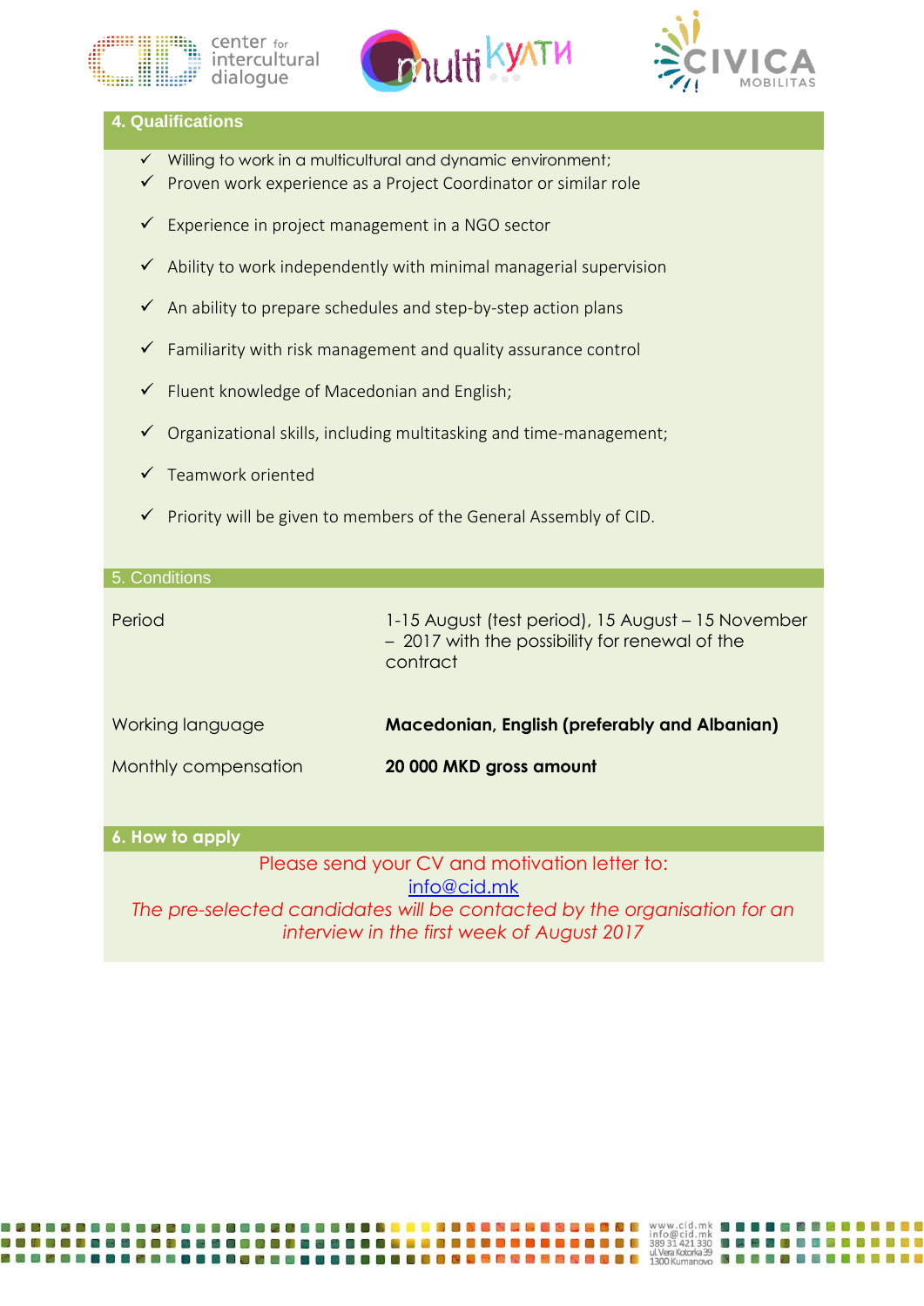## 4. Qualifications

- ✓ Willing to work in a multicultural and dynamic environment;
- ✓ Proven work experience as a Project Coordinator or similar role
- ✓ Experience in project management in a NGO sector
- ✓ Ability to work independently with minimal managerial supervision
- ✓ An ability to prepare schedules and step-by-step action plans
- ✓ Familiarity with risk management and quality assurance control
- ✓ Fluent knowledge of Macedonian and English;
- ✓ Organizational skills, including multitasking and time-management;
- ✓ Teamwork oriented
- ✓ Priority will be given to members of the General Assembly of CID.

## 5. Conditions

| | |
|---|---|
| Period | 1-15 August (test period), 15 August – 15 November – 2017 with the possibility for renewal of the contract |
| Working language | **Macedonian, English (preferably and Albanian)** |
| Monthly compensation | **20 000 MKD gross amount** |

## 6. How to apply

Please send your CV and motivation letter to:

info@cid.mk

*The pre-selected candidates will be contacted by the organisation for an interview in the first week of August 2017*

www.cid.mk
info@cid.mk
389 31 421 330
ul. Vera Kotorka 39
1300 Kumanovo